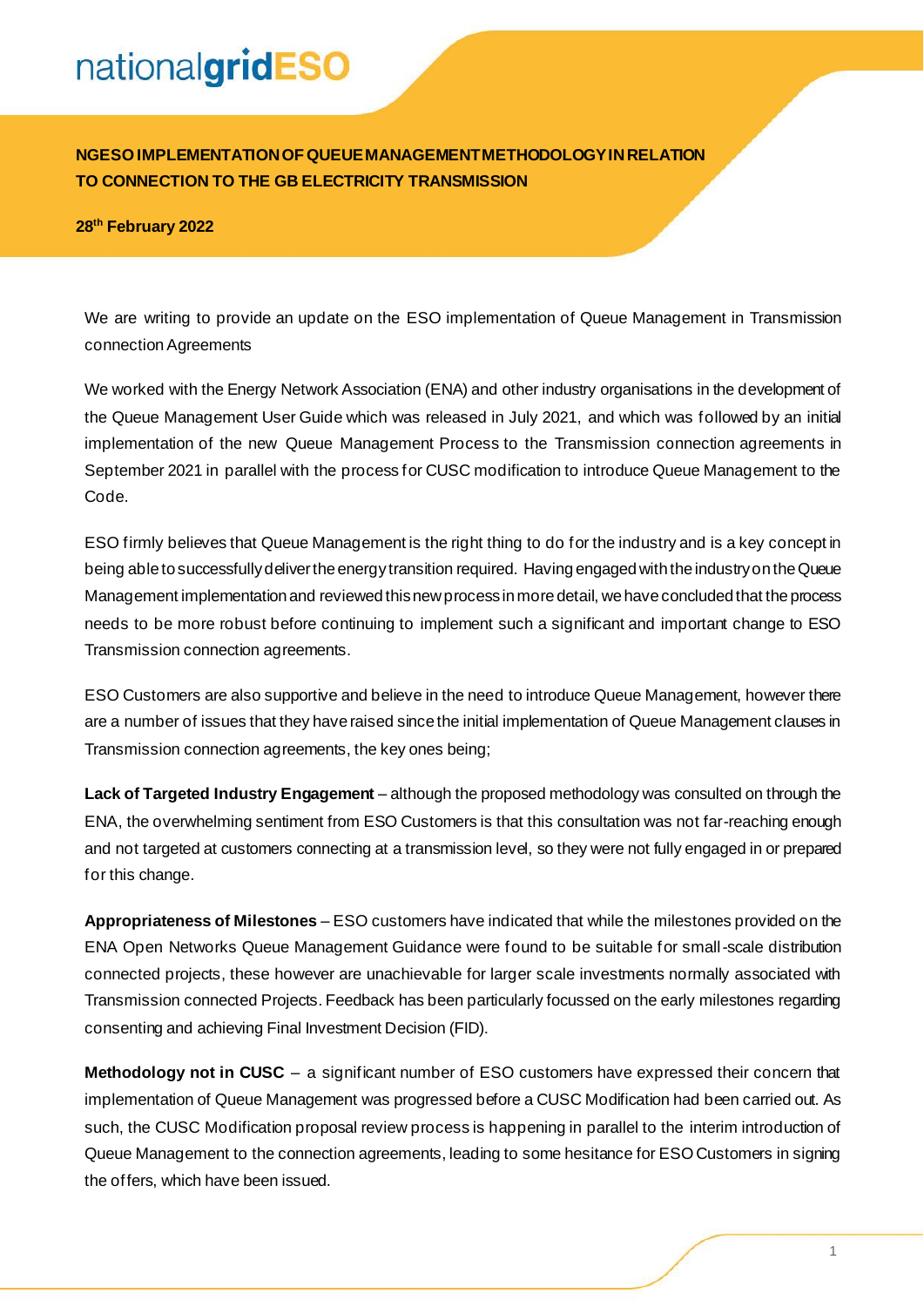nationalgridESO

# NGESO IMPLEMENTATION OF QUEUE MANAGEMENT METHODOLOGY IN RELATION TO CONNECTION TO THE GB ELECTRICITY TRANSMISSION

**28th February 2022**

We are writing to provide an update on the ESO implementation of Queue Management in Transmission connection Agreements

We worked with the Energy Network Association (ENA) and other industry organisations in the development of the Queue Management User Guide which was released in July 2021, and which was followed by an initial implementation of the new Queue Management Process to the Transmission connection agreements in September 2021 in parallel with the process for CUSC modification to introduce Queue Management to the Code.

ESO firmly believes that Queue Management is the right thing to do for the industry and is a key concept in being able to successfully deliver the energy transition required. Having engaged with the industry on the Queue Management implementation and reviewed this new process in more detail, we have concluded that the process needs to be more robust before continuing to implement such a significant and important change to ESO Transmission connection agreements.

ESO Customers are also supportive and believe in the need to introduce Queue Management, however there are a number of issues that they have raised since the initial implementation of Queue Management clauses in Transmission connection agreements, the key ones being;

**Lack of Targeted Industry Engagement** – although the proposed methodology was consulted on through the ENA, the overwhelming sentiment from ESO Customers is that this consultation was not far-reaching enough and not targeted at customers connecting at a transmission level, so they were not fully engaged in or prepared for this change.

**Appropriateness of Milestones** – ESO customers have indicated that while the milestones provided on the ENA Open Networks Queue Management Guidance were found to be suitable for small-scale distribution connected projects, these however are unachievable for larger scale investments normally associated with Transmission connected Projects. Feedback has been particularly focussed on the early milestones regarding consenting and achieving Final Investment Decision (FID).

**Methodology not in CUSC** – a significant number of ESO customers have expressed their concern that implementation of Queue Management was progressed before a CUSC Modification had been carried out. As such, the CUSC Modification proposal review process is happening in parallel to the interim introduction of Queue Management to the connection agreements, leading to some hesitance for ESO Customers in signing the offers, which have been issued.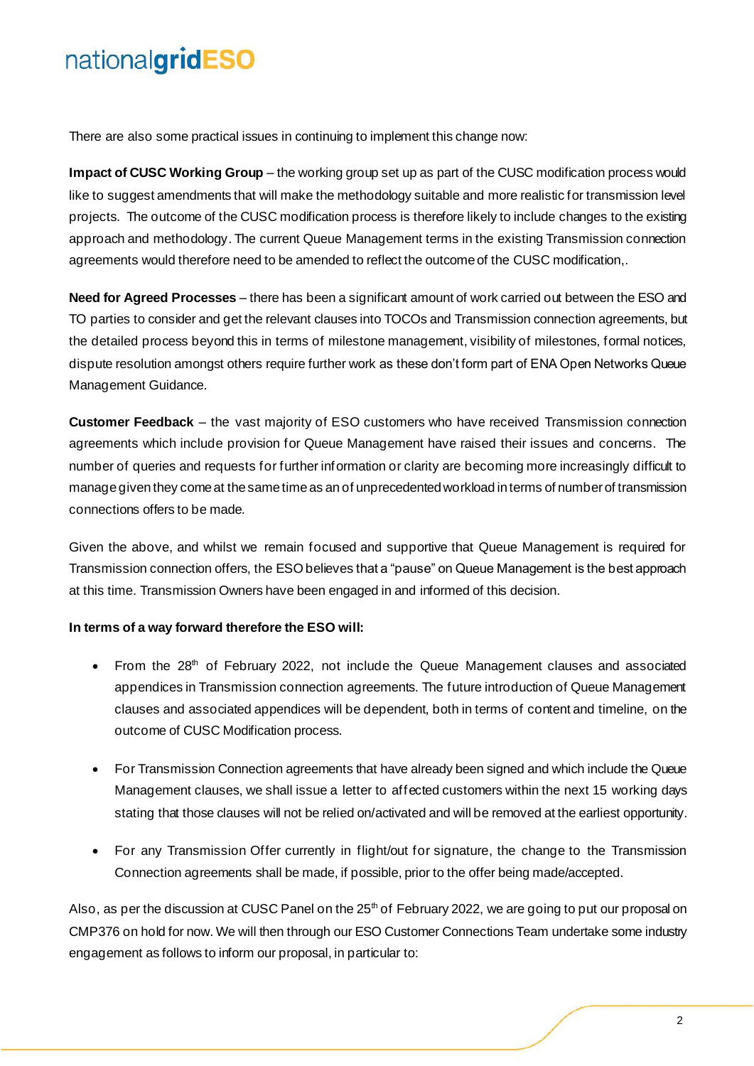There are also some practical issues in continuing to implement this change now:

**Impact of CUSC Working Group** – the working group set up as part of the CUSC modification process would like to suggest amendments that will make the methodology suitable and more realistic for transmission level projects. The outcome of the CUSC modification process is therefore likely to include changes to the existing approach and methodology. The current Queue Management terms in the existing Transmission connection agreements would therefore need to be amended to reflect the outcome of the CUSC modification,.

**Need for Agreed Processes** – there has been a significant amount of work carried out between the ESO and TO parties to consider and get the relevant clauses into TOCOs and Transmission connection agreements, but the detailed process beyond this in terms of milestone management, visibility of milestones, formal notices, dispute resolution amongst others require further work as these don't form part of ENA Open Networks Queue Management Guidance.

**Customer Feedback** – the vast majority of ESO customers who have received Transmission connection agreements which include provision for Queue Management have raised their issues and concerns. The number of queries and requests for further information or clarity are becoming more increasingly difficult to manage given they come at the same time as an of unprecedented workload in terms of number of transmission connections offers to be made.

Given the above, and whilst we remain focused and supportive that Queue Management is required for Transmission connection offers, the ESO believes that a "pause" on Queue Management is the best approach at this time. Transmission Owners have been engaged in and informed of this decision.

**In terms of a way forward therefore the ESO will:**

- From the 28th of February 2022, not include the Queue Management clauses and associated appendices in Transmission connection agreements. The future introduction of Queue Management clauses and associated appendices will be dependent, both in terms of content and timeline, on the outcome of CUSC Modification process.
- For Transmission Connection agreements that have already been signed and which include the Queue Management clauses, we shall issue a letter to affected customers within the next 15 working days stating that those clauses will not be relied on/activated and will be removed at the earliest opportunity.
- For any Transmission Offer currently in flight/out for signature, the change to the Transmission Connection agreements shall be made, if possible, prior to the offer being made/accepted.

Also, as per the discussion at CUSC Panel on the 25th of February 2022, we are going to put our proposal on CMP376 on hold for now. We will then through our ESO Customer Connections Team undertake some industry engagement as follows to inform our proposal, in particular to: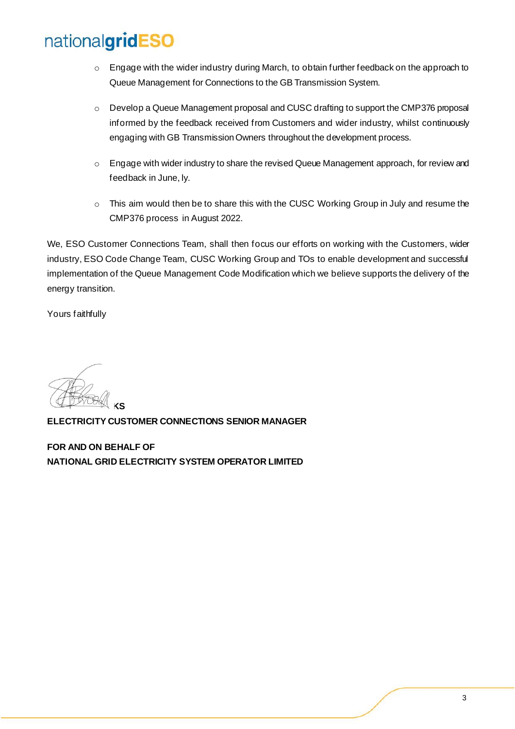- Engage with the wider industry during March, to obtain further feedback on the approach to Queue Management for Connections to the GB Transmission System.
- Develop a Queue Management proposal and CUSC drafting to support the CMP376 proposal informed by the feedback received from Customers and wider industry, whilst continuously engaging with GB Transmission Owners throughout the development process.
- Engage with wider industry to share the revised Queue Management approach, for review and feedback in June, ly.
- This aim would then be to share this with the CUSC Working Group in July and resume the CMP376 process in August 2022.

We, ESO Customer Connections Team, shall then focus our efforts on working with the Customers, wider industry, ESO Code Change Team, CUSC Working Group and TOs to enable development and successful implementation of the Queue Management Code Modification which we believe supports the delivery of the energy transition.

Yours faithfully

KS

**ELECTRICITY CUSTOMER CONNECTIONS SENIOR MANAGER**

**FOR AND ON BEHALF OF**
**NATIONAL GRID ELECTRICITY SYSTEM OPERATOR LIMITED**